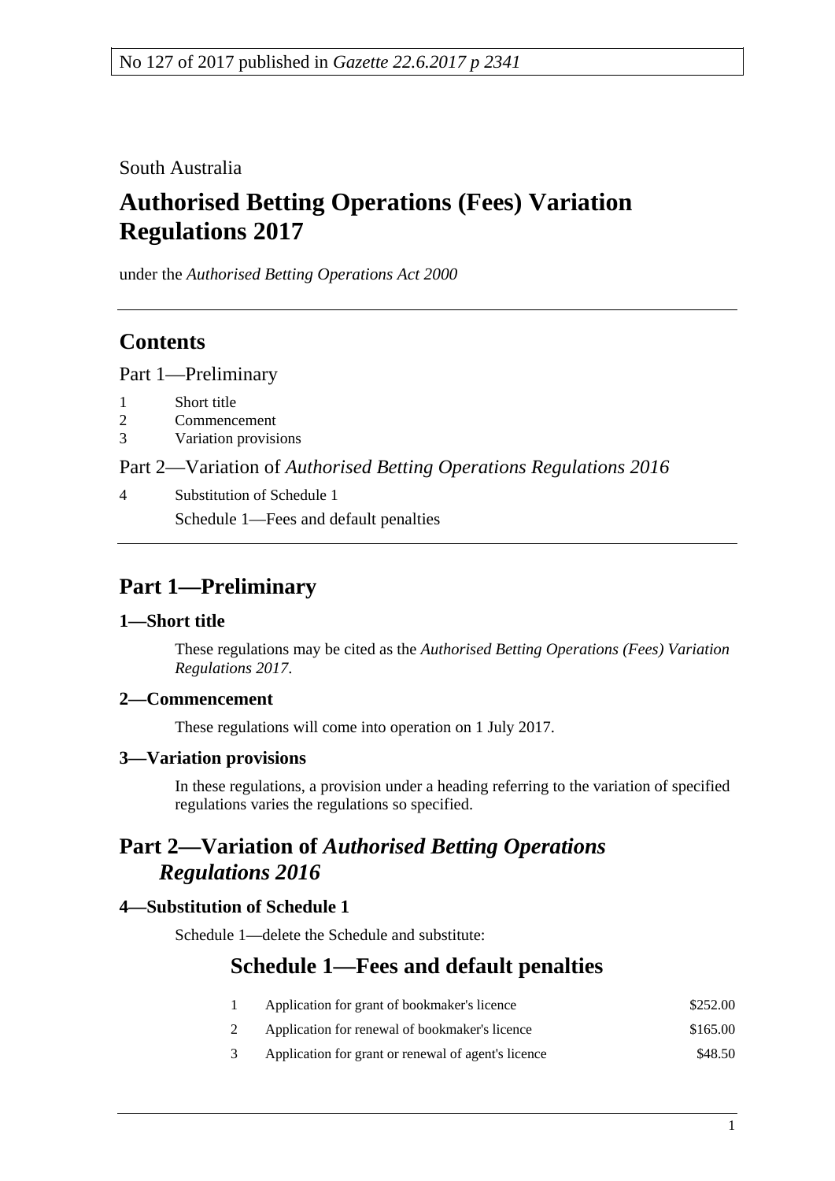No 127 of 2017 published in *Gazette 22.6.2017 p 2341*

South Australia

# Authorised Betting Operations (Fees) Variation Regulations 2017

under the *Authorised Betting Operations Act 2000*

## Contents

Part 1—Preliminary

1 Short title
2 Commencement
3 Variation provisions

Part 2—Variation of *Authorised Betting Operations Regulations 2016*

4 Substitution of Schedule 1
Schedule 1—Fees and default penalties

## Part 1—Preliminary

### 1—Short title

These regulations may be cited as the *Authorised Betting Operations (Fees) Variation Regulations 2017*.

### 2—Commencement

These regulations will come into operation on 1 July 2017.

### 3—Variation provisions

In these regulations, a provision under a heading referring to the variation of specified regulations varies the regulations so specified.

## Part 2—Variation of *Authorised Betting Operations Regulations 2016*

### 4—Substitution of Schedule 1

Schedule 1—delete the Schedule and substitute:

## Schedule 1—Fees and default penalties

| | | |
|---|---|---|
| 1 | Application for grant of bookmaker's licence | $252.00 |
| 2 | Application for renewal of bookmaker's licence | $165.00 |
| 3 | Application for grant or renewal of agent's licence | $48.50 |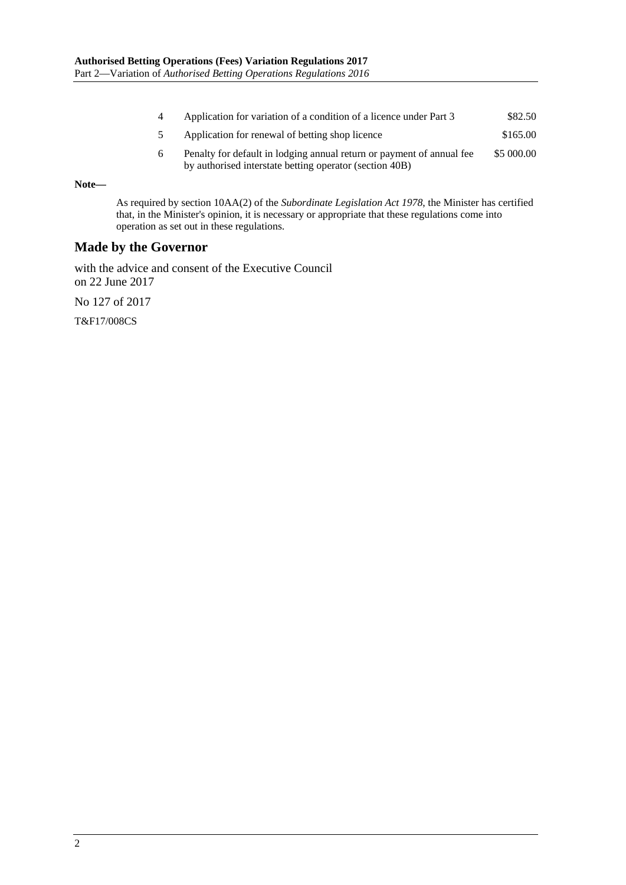| | | |
|---|---|---|
| 4 | Application for variation of a condition of a licence under Part 3 | \$82.50 |
| 5 | Application for renewal of betting shop licence | \$165.00 |
| 6 | Penalty for default in lodging annual return or payment of annual fee by authorised interstate betting operator (section 40B) | \$5 000.00 |

**Note—**

As required by section 10AA(2) of the *Subordinate Legislation Act 1978*, the Minister has certified that, in the Minister's opinion, it is necessary or appropriate that these regulations come into operation as set out in these regulations.

## Made by the Governor

with the advice and consent of the Executive Council on 22 June 2017

No 127 of 2017

T&F17/008CS